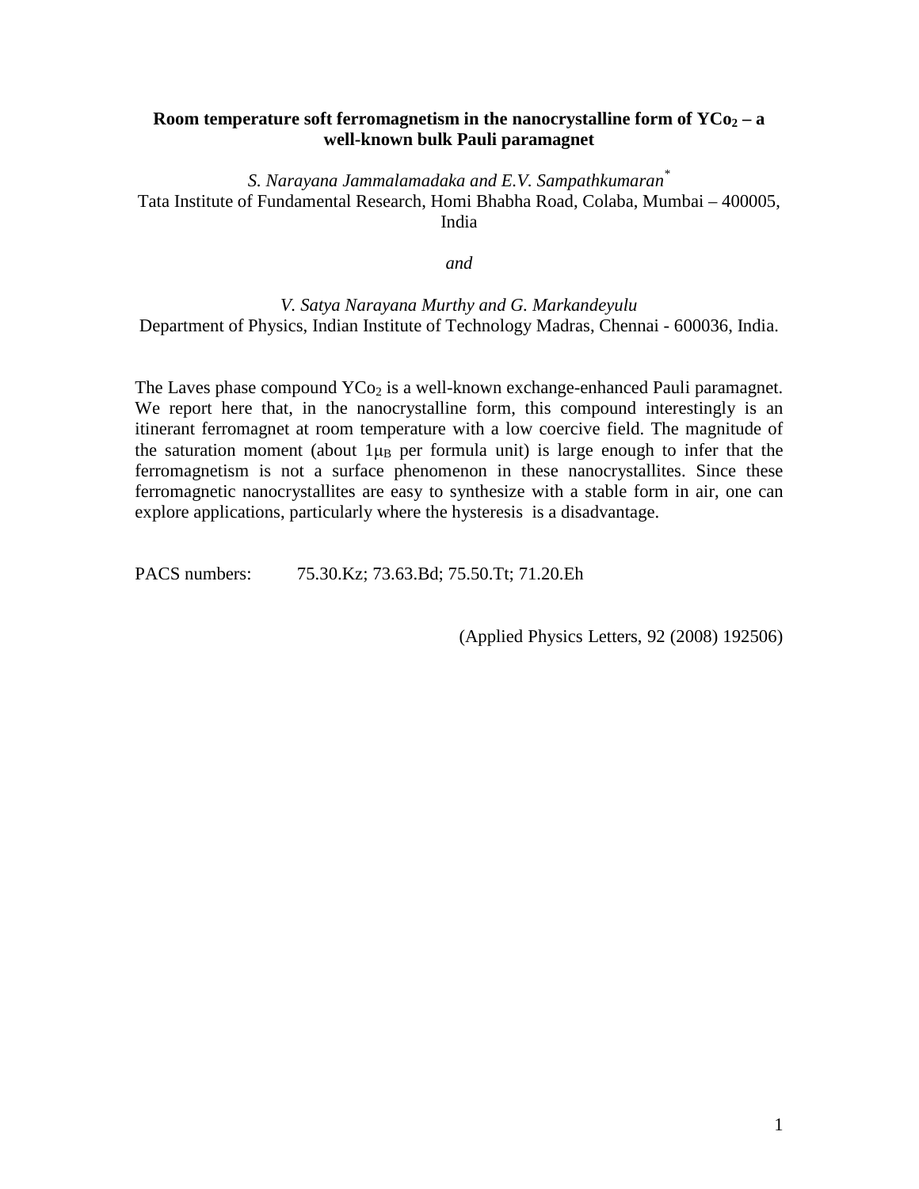# Room temperature soft ferromagnetism in the nanocrystalline form of $YCo_2$ – a well-known bulk Pauli paramagnet

*S. Narayana Jammalamadaka and E.V. Sampathkumaran*[*]

Tata Institute of Fundamental Research, Homi Bhabha Road, Colaba, Mumbai – 400005, India

*and*

*V. Satya Narayana Murthy and G. Markandeyulu*

Department of Physics, Indian Institute of Technology Madras, Chennai - 600036, India.

The Laves phase compound $YCo_2$ is a well-known exchange-enhanced Pauli paramagnet. We report here that, in the nanocrystalline form, this compound interestingly is an itinerant ferromagnet at room temperature with a low coercive field. The magnitude of the saturation moment (about $1\mu_B$ per formula unit) is large enough to infer that the ferromagnetism is not a surface phenomenon in these nanocrystallites. Since these ferromagnetic nanocrystallites are easy to synthesize with a stable form in air, one can explore applications, particularly where the hysteresis is a disadvantage.

PACS numbers: 75.30.Kz; 73.63.Bd; 75.50.Tt; 71.20.Eh

(Applied Physics Letters, 92 (2008) 192506)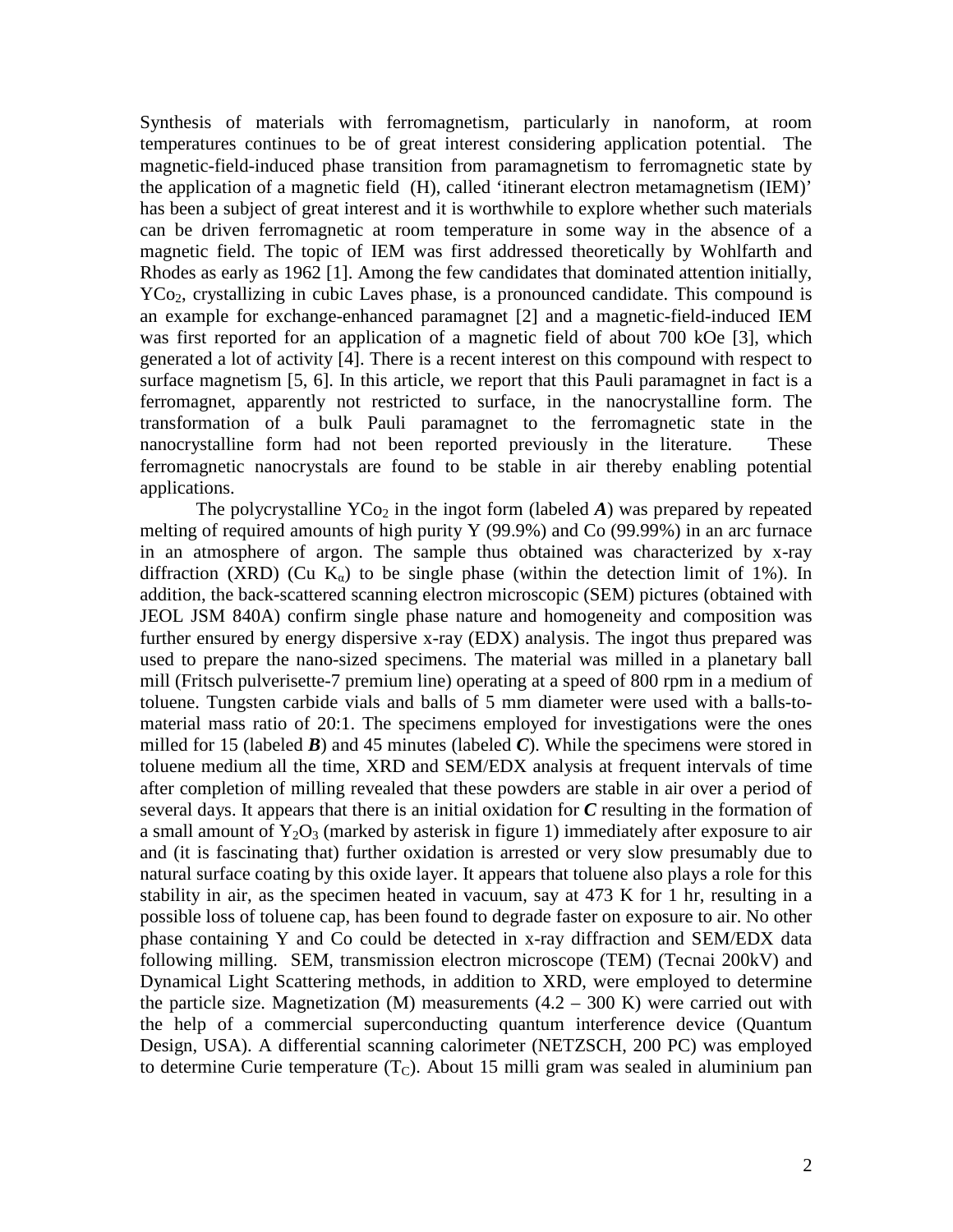Synthesis of materials with ferromagnetism, particularly in nanoform, at room temperatures continues to be of great interest considering application potential. The magnetic-field-induced phase transition from paramagnetism to ferromagnetic state by the application of a magnetic field (H), called 'itinerant electron metamagnetism (IEM)' has been a subject of great interest and it is worthwhile to explore whether such materials can be driven ferromagnetic at room temperature in some way in the absence of a magnetic field. The topic of IEM was first addressed theoretically by Wohlfarth and Rhodes as early as 1962 [1]. Among the few candidates that dominated attention initially, $YCo_2$, crystallizing in cubic Laves phase, is a pronounced candidate. This compound is an example for exchange-enhanced paramagnet [2] and a magnetic-field-induced IEM was first reported for an application of a magnetic field of about 700 kOe [3], which generated a lot of activity [4]. There is a recent interest on this compound with respect to surface magnetism [5, 6]. In this article, we report that this Pauli paramagnet in fact is a ferromagnet, apparently not restricted to surface, in the nanocrystalline form. The transformation of a bulk Pauli paramagnet to the ferromagnetic state in the nanocrystalline form had not been reported previously in the literature. These ferromagnetic nanocrystals are found to be stable in air thereby enabling potential applications.

The polycrystalline $YCo_2$ in the ingot form (labeled ***A***) was prepared by repeated melting of required amounts of high purity Y (99.9%) and Co (99.99%) in an arc furnace in an atmosphere of argon. The sample thus obtained was characterized by x-ray diffraction (XRD) (Cu $K_\alpha$) to be single phase (within the detection limit of 1%). In addition, the back-scattered scanning electron microscopic (SEM) pictures (obtained with JEOL JSM 840A) confirm single phase nature and homogeneity and composition was further ensured by energy dispersive x-ray (EDX) analysis. The ingot thus prepared was used to prepare the nano-sized specimens. The material was milled in a planetary ball mill (Fritsch pulverisette-7 premium line) operating at a speed of 800 rpm in a medium of toluene. Tungsten carbide vials and balls of 5 mm diameter were used with a balls-to-material mass ratio of 20:1. The specimens employed for investigations were the ones milled for 15 (labeled ***B***) and 45 minutes (labeled ***C***). While the specimens were stored in toluene medium all the time, XRD and SEM/EDX analysis at frequent intervals of time after completion of milling revealed that these powders are stable in air over a period of several days. It appears that there is an initial oxidation for ***C*** resulting in the formation of a small amount of $Y_2O_3$ (marked by asterisk in figure 1) immediately after exposure to air and (it is fascinating that) further oxidation is arrested or very slow presumably due to natural surface coating by this oxide layer. It appears that toluene also plays a role for this stability in air, as the specimen heated in vacuum, say at 473 K for 1 hr, resulting in a possible loss of toluene cap, has been found to degrade faster on exposure to air. No other phase containing Y and Co could be detected in x-ray diffraction and SEM/EDX data following milling. SEM, transmission electron microscope (TEM) (Tecnai 200kV) and Dynamical Light Scattering methods, in addition to XRD, were employed to determine the particle size. Magnetization (M) measurements (4.2 – 300 K) were carried out with the help of a commercial superconducting quantum interference device (Quantum Design, USA). A differential scanning calorimeter (NETZSCH, 200 PC) was employed to determine Curie temperature ($T_C$). About 15 milli gram was sealed in aluminium pan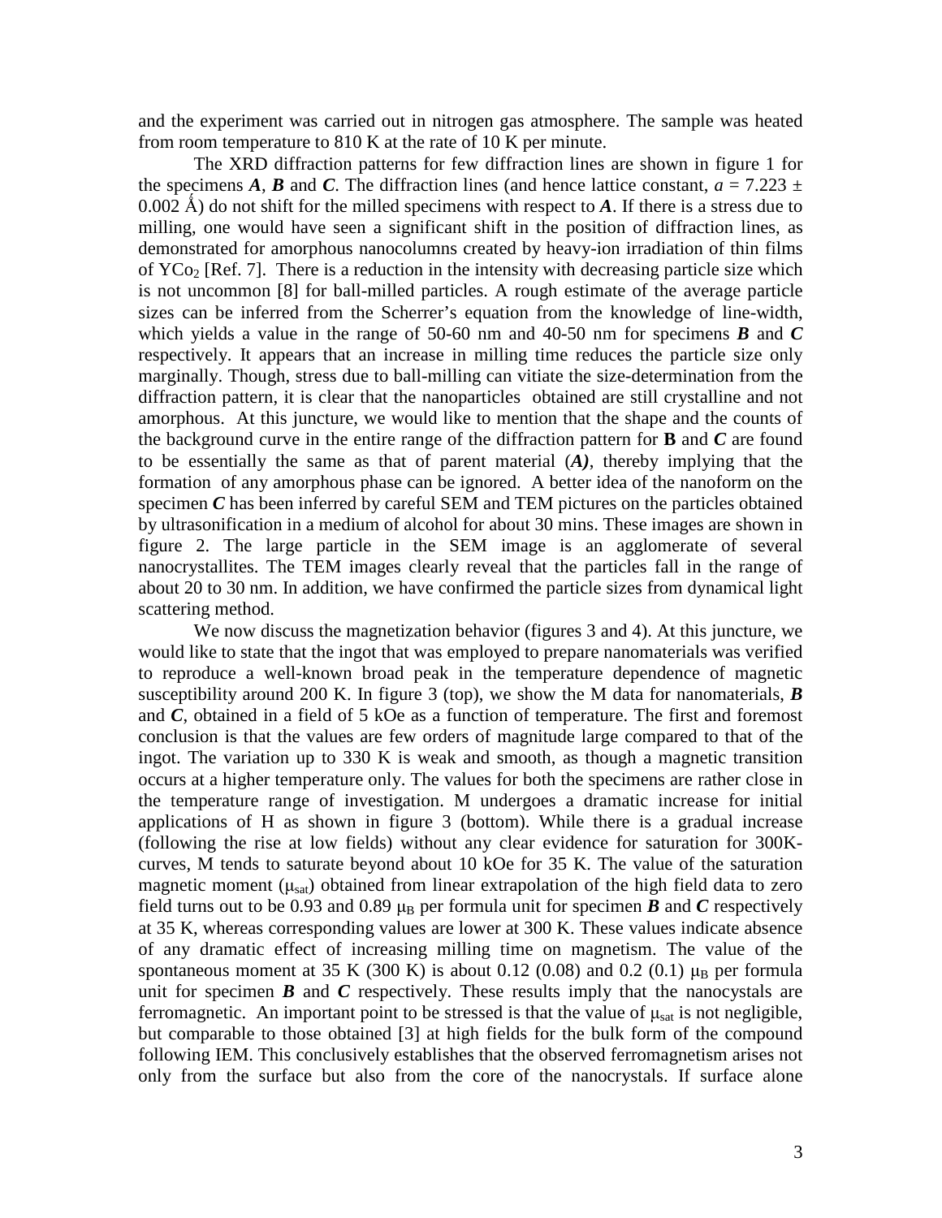and the experiment was carried out in nitrogen gas atmosphere. The sample was heated from room temperature to 810 K at the rate of 10 K per minute.

The XRD diffraction patterns for few diffraction lines are shown in figure 1 for the specimens ***A***, ***B*** and ***C***. The diffraction lines (and hence lattice constant, $a = 7.223 \pm 0.002$ Å) do not shift for the milled specimens with respect to ***A***. If there is a stress due to milling, one would have seen a significant shift in the position of diffraction lines, as demonstrated for amorphous nanocolumns created by heavy-ion irradiation of thin films of $YCo_2$ [Ref. 7]. There is a reduction in the intensity with decreasing particle size which is not uncommon [8] for ball-milled particles. A rough estimate of the average particle sizes can be inferred from the Scherrer's equation from the knowledge of line-width, which yields a value in the range of 50-60 nm and 40-50 nm for specimens ***B*** and ***C*** respectively. It appears that an increase in milling time reduces the particle size only marginally. Though, stress due to ball-milling can vitiate the size-determination from the diffraction pattern, it is clear that the nanoparticles obtained are still crystalline and not amorphous. At this juncture, we would like to mention that the shape and the counts of the background curve in the entire range of the diffraction pattern for **B** and ***C*** are found to be essentially the same as that of parent material (***A***), thereby implying that the formation of any amorphous phase can be ignored. A better idea of the nanoform on the specimen ***C*** has been inferred by careful SEM and TEM pictures on the particles obtained by ultrasonification in a medium of alcohol for about 30 mins. These images are shown in figure 2. The large particle in the SEM image is an agglomerate of several nanocrystallites. The TEM images clearly reveal that the particles fall in the range of about 20 to 30 nm. In addition, we have confirmed the particle sizes from dynamical light scattering method.

We now discuss the magnetization behavior (figures 3 and 4). At this juncture, we would like to state that the ingot that was employed to prepare nanomaterials was verified to reproduce a well-known broad peak in the temperature dependence of magnetic susceptibility around 200 K. In figure 3 (top), we show the M data for nanomaterials, ***B*** and ***C***, obtained in a field of 5 kOe as a function of temperature. The first and foremost conclusion is that the values are few orders of magnitude large compared to that of the ingot. The variation up to 330 K is weak and smooth, as though a magnetic transition occurs at a higher temperature only. The values for both the specimens are rather close in the temperature range of investigation. M undergoes a dramatic increase for initial applications of H as shown in figure 3 (bottom). While there is a gradual increase (following the rise at low fields) without any clear evidence for saturation for 300K-curves, M tends to saturate beyond about 10 kOe for 35 K. The value of the saturation magnetic moment ($\mu_{sat}$) obtained from linear extrapolation of the high field data to zero field turns out to be 0.93 and 0.89 $\mu_B$ per formula unit for specimen ***B*** and ***C*** respectively at 35 K, whereas corresponding values are lower at 300 K. These values indicate absence of any dramatic effect of increasing milling time on magnetism. The value of the spontaneous moment at 35 K (300 K) is about 0.12 (0.08) and 0.2 (0.1) $\mu_B$ per formula unit for specimen ***B*** and ***C*** respectively. These results imply that the nanocystals are ferromagnetic. An important point to be stressed is that the value of $\mu_{sat}$ is not negligible, but comparable to those obtained [3] at high fields for the bulk form of the compound following IEM. This conclusively establishes that the observed ferromagnetism arises not only from the surface but also from the core of the nanocrystals. If surface alone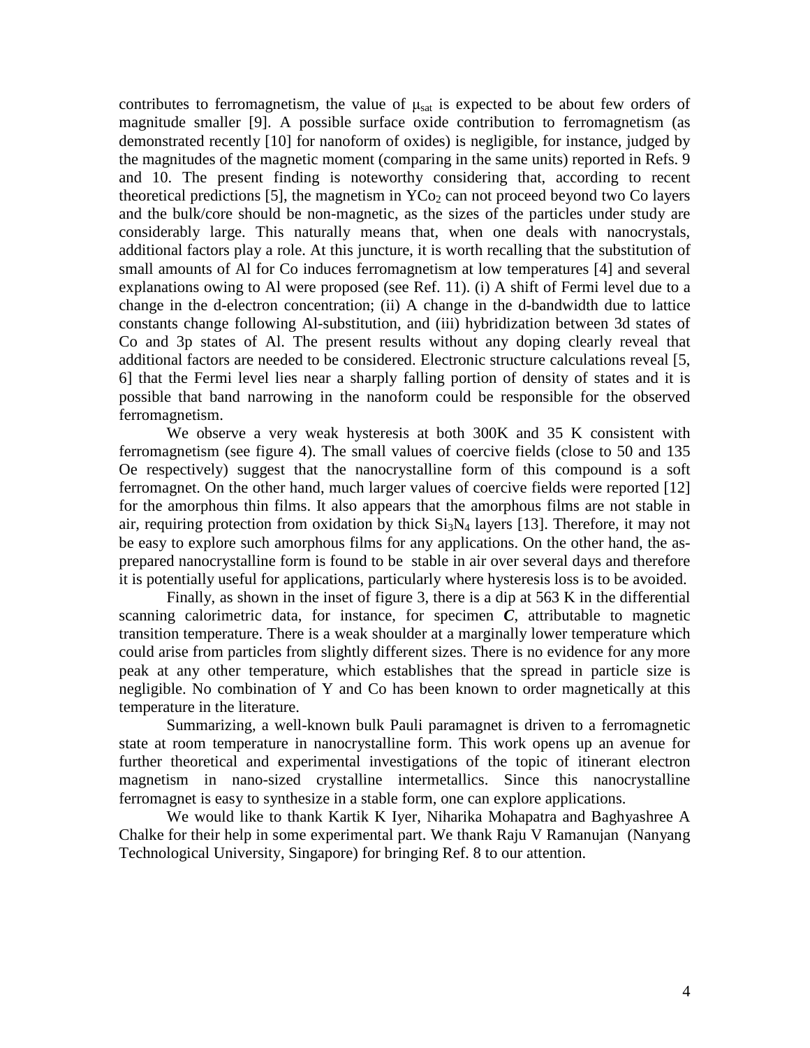contributes to ferromagnetism, the value of $\mu_{sat}$ is expected to be about few orders of magnitude smaller [9]. A possible surface oxide contribution to ferromagnetism (as demonstrated recently [10] for nanoform of oxides) is negligible, for instance, judged by the magnitudes of the magnetic moment (comparing in the same units) reported in Refs. 9 and 10. The present finding is noteworthy considering that, according to recent theoretical predictions [5], the magnetism in $YCo_2$ can not proceed beyond two Co layers and the bulk/core should be non-magnetic, as the sizes of the particles under study are considerably large. This naturally means that, when one deals with nanocrystals, additional factors play a role. At this juncture, it is worth recalling that the substitution of small amounts of Al for Co induces ferromagnetism at low temperatures [4] and several explanations owing to Al were proposed (see Ref. 11). (i) A shift of Fermi level due to a change in the d-electron concentration; (ii) A change in the d-bandwidth due to lattice constants change following Al-substitution, and (iii) hybridization between 3d states of Co and 3p states of Al. The present results without any doping clearly reveal that additional factors are needed to be considered. Electronic structure calculations reveal [5, 6] that the Fermi level lies near a sharply falling portion of density of states and it is possible that band narrowing in the nanoform could be responsible for the observed ferromagnetism.

We observe a very weak hysteresis at both 300K and 35 K consistent with ferromagnetism (see figure 4). The small values of coercive fields (close to 50 and 135 Oe respectively) suggest that the nanocrystalline form of this compound is a soft ferromagnet. On the other hand, much larger values of coercive fields were reported [12] for the amorphous thin films. It also appears that the amorphous films are not stable in air, requiring protection from oxidation by thick $Si_3N_4$ layers [13]. Therefore, it may not be easy to explore such amorphous films for any applications. On the other hand, the as-prepared nanocrystalline form is found to be stable in air over several days and therefore it is potentially useful for applications, particularly where hysteresis loss is to be avoided.

Finally, as shown in the inset of figure 3, there is a dip at 563 K in the differential scanning calorimetric data, for instance, for specimen ***C***, attributable to magnetic transition temperature. There is a weak shoulder at a marginally lower temperature which could arise from particles from slightly different sizes. There is no evidence for any more peak at any other temperature, which establishes that the spread in particle size is negligible. No combination of Y and Co has been known to order magnetically at this temperature in the literature.

Summarizing, a well-known bulk Pauli paramagnet is driven to a ferromagnetic state at room temperature in nanocrystalline form. This work opens up an avenue for further theoretical and experimental investigations of the topic of itinerant electron magnetism in nano-sized crystalline intermetallics. Since this nanocrystalline ferromagnet is easy to synthesize in a stable form, one can explore applications.

We would like to thank Kartik K Iyer, Niharika Mohapatra and Baghyashree A Chalke for their help in some experimental part. We thank Raju V Ramanujan (Nanyang Technological University, Singapore) for bringing Ref. 8 to our attention.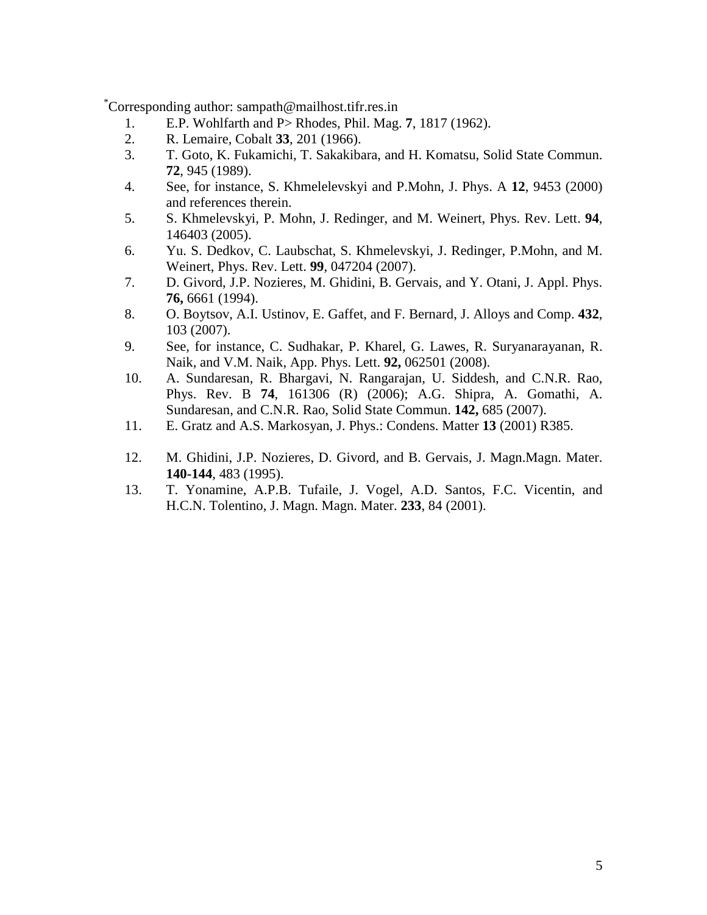*Corresponding author: sampath@mailhost.tifr.res.in

1. E.P. Wohlfarth and P> Rhodes, Phil. Mag. **7**, 1817 (1962).
2. R. Lemaire, Cobalt **33**, 201 (1966).
3. T. Goto, K. Fukamichi, T. Sakakibara, and H. Komatsu, Solid State Commun. **72**, 945 (1989).
4. See, for instance, S. Khmelelevskyi and P.Mohn, J. Phys. A **12**, 9453 (2000) and references therein.
5. S. Khmelevskyi, P. Mohn, J. Redinger, and M. Weinert, Phys. Rev. Lett. **94**, 146403 (2005).
6. Yu. S. Dedkov, C. Laubschat, S. Khmelevskyi, J. Redinger, P.Mohn, and M. Weinert, Phys. Rev. Lett. **99**, 047204 (2007).
7. D. Givord, J.P. Nozieres, M. Ghidini, B. Gervais, and Y. Otani, J. Appl. Phys. **76,** 6661 (1994).
8. O. Boytsov, A.I. Ustinov, E. Gaffet, and F. Bernard, J. Alloys and Comp. **432**, 103 (2007).
9. See, for instance, C. Sudhakar, P. Kharel, G. Lawes, R. Suryanarayanan, R. Naik, and V.M. Naik, App. Phys. Lett. **92,** 062501 (2008).
10. A. Sundaresan, R. Bhargavi, N. Rangarajan, U. Siddesh, and C.N.R. Rao, Phys. Rev. B **74**, 161306 (R) (2006); A.G. Shipra, A. Gomathi, A. Sundaresan, and C.N.R. Rao, Solid State Commun. **142,** 685 (2007).
11. E. Gratz and A.S. Markosyan, J. Phys.: Condens. Matter **13** (2001) R385.
12. M. Ghidini, J.P. Nozieres, D. Givord, and B. Gervais, J. Magn.Magn. Mater. **140-144**, 483 (1995).
13. T. Yonamine, A.P.B. Tufaile, J. Vogel, A.D. Santos, F.C. Vicentin, and H.C.N. Tolentino, J. Magn. Magn. Mater. **233**, 84 (2001).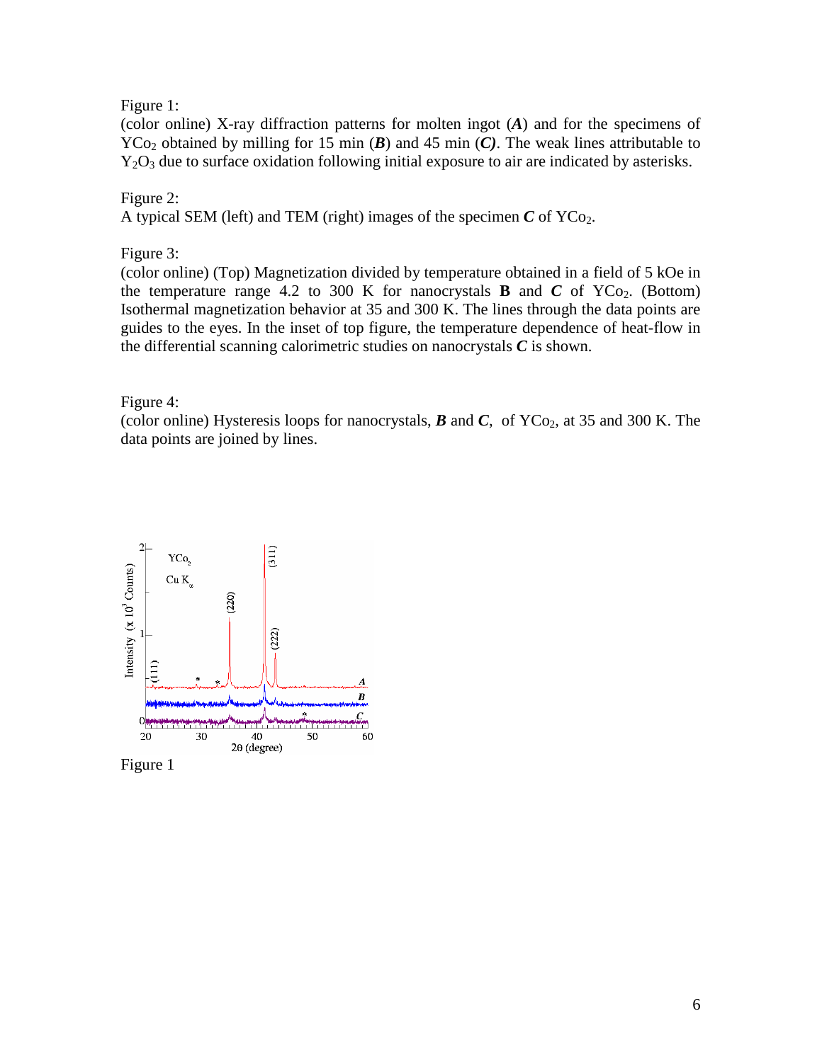Figure 1:

(color online) X-ray diffraction patterns for molten ingot (***A***) and for the specimens of $YCo_2$ obtained by milling for 15 min (***B***) and 45 min (***C***). The weak lines attributable to $Y_2O_3$ due to surface oxidation following initial exposure to air are indicated by asterisks.

Figure 2:

A typical SEM (left) and TEM (right) images of the specimen ***C*** of $YCo_2$.

Figure 3:

(color online) (Top) Magnetization divided by temperature obtained in a field of 5 kOe in the temperature range 4.2 to 300 K for nanocrystals **B** and ***C*** of $YCo_2$. (Bottom) Isothermal magnetization behavior at 35 and 300 K. The lines through the data points are guides to the eyes. In the inset of top figure, the temperature dependence of heat-flow in the differential scanning calorimetric studies on nanocrystals ***C*** is shown.

Figure 4:

(color online) Hysteresis loops for nanocrystals, ***B*** and ***C***, of $YCo_2$, at 35 and 300 K. The data points are joined by lines.

Figure 1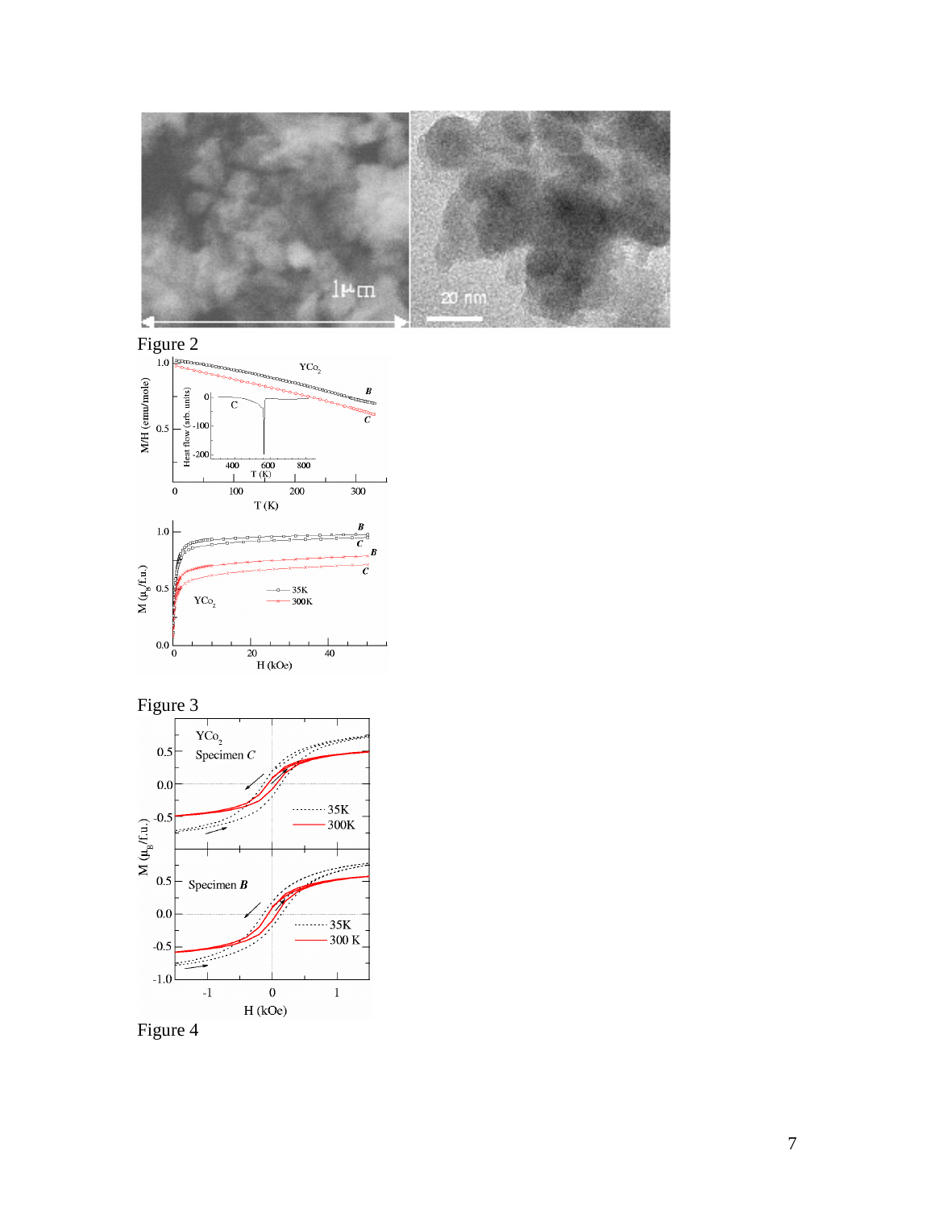1μm

20 nm

Figure 2

YCo$_2$

M/H (emu/mole)

1.0

0.5

0

100

200

300

T (K)

B

C

Heat flow (arb. units)

0

-100

-200

400

600

800

T (K)

C

M ($\mu_B$/f.u.)

1.0

0.5

0.0

0

20

40

H (kOe)

B

C

B

C

YCo$_2$

35K

300K

Figure 3

YCo$_2$

Specimen *C*

0.5

0.0

-0.5

35K

300K

M ($\mu_B$/f.u.)

Specimen ***B***

0.5

0.0

-0.5

-1.0

35K

300 K

-1

0

1

H (kOe)

Figure 4